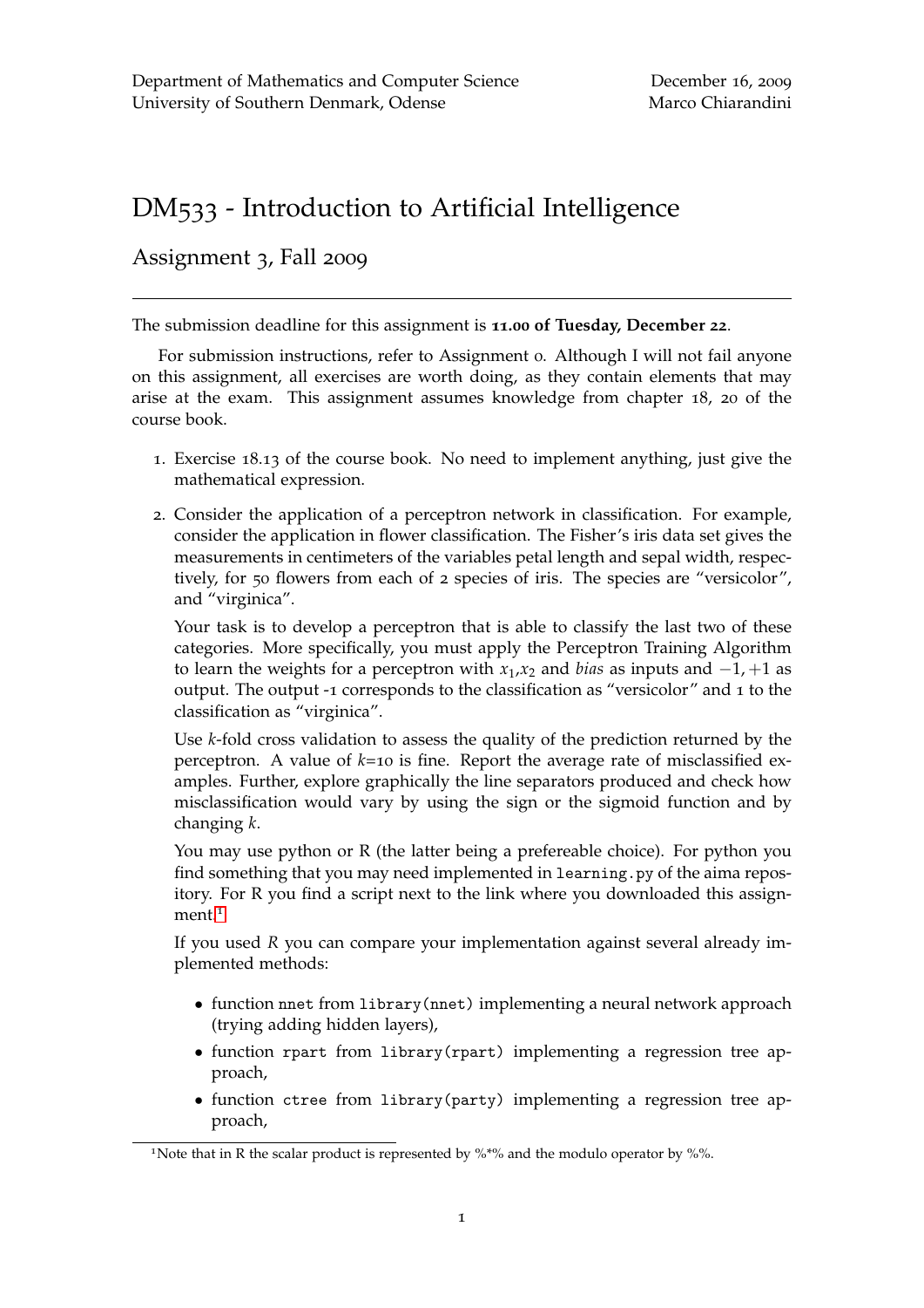Department of Mathematics and Computer Science
University of Southern Denmark, Odense

December 16, 2009
Marco Chiarandini

# DM533 - Introduction to Artificial Intelligence

## Assignment 3, Fall 2009

---

The submission deadline for this assignment is **11.00 of Tuesday, December 22**.

For submission instructions, refer to Assignment 0. Although I will not fail anyone on this assignment, all exercises are worth doing, as they contain elements that may arise at the exam. This assignment assumes knowledge from chapter 18, 20 of the course book.

1. Exercise 18.13 of the course book. No need to implement anything, just give the mathematical expression.

2. Consider the application of a perceptron network in classification. For example, consider the application in flower classification. The Fisher's iris data set gives the measurements in centimeters of the variables petal length and sepal width, respectively, for 50 flowers from each of 2 species of iris. The species are "versicolor", and "virginica".

   Your task is to develop a perceptron that is able to classify the last two of these categories. More specifically, you must apply the Perceptron Training Algorithm to learn the weights for a perceptron with $x_1$,$x_2$ and *bias* as inputs and $-1, +1$ as output. The output -1 corresponds to the classification as "versicolor" and 1 to the classification as "virginica".

   Use *k*-fold cross validation to assess the quality of the prediction returned by the perceptron. A value of *k*=10 is fine. Report the average rate of misclassified examples. Further, explore graphically the line separators produced and check how misclassification would vary by using the sign or the sigmoid function and by changing *k*.

   You may use python or R (the latter being a prefereable choice). For python you find something that you may need implemented in `learning.py` of the aima repository. For R you find a script next to the link where you downloaded this assignment.[1]

   If you used *R* you can compare your implementation against several already implemented methods:

   - function `nnet` from `library(nnet)` implementing a neural network approach (trying adding hidden layers),
   - function `rpart` from `library(rpart)` implementing a regression tree approach,
   - function `ctree` from `library(party)` implementing a regression tree approach,

---

[1] Note that in R the scalar product is represented by %*% and the modulo operator by %%.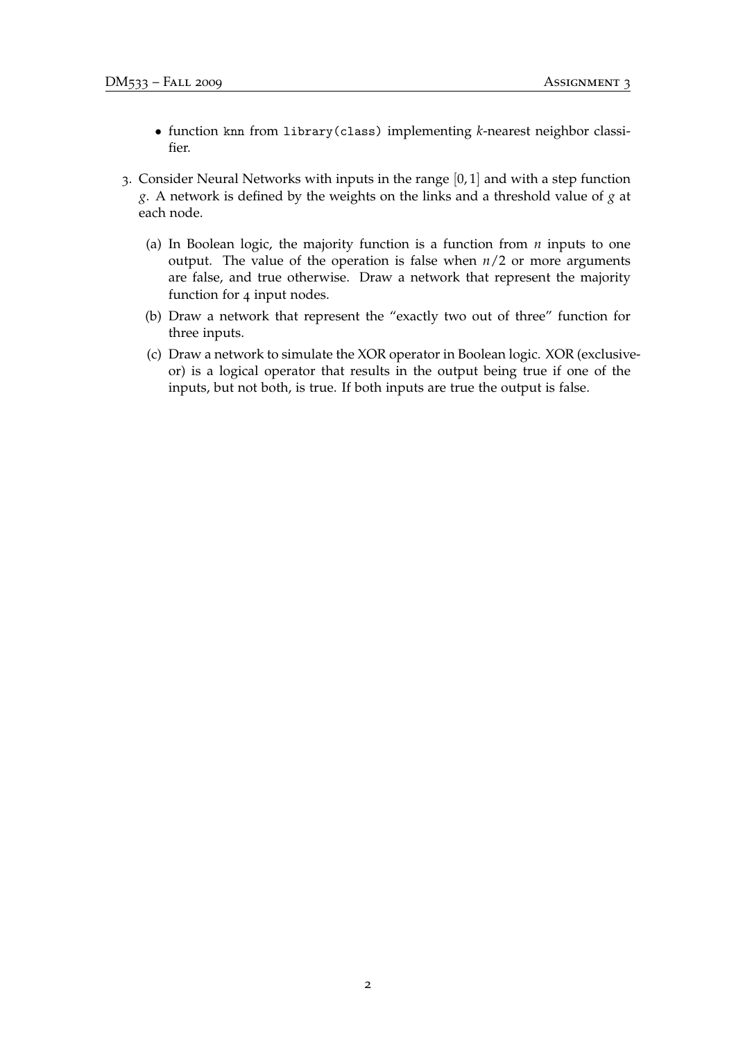- function `knn` from `library(class)` implementing *k*-nearest neighbor classifier.

3. Consider Neural Networks with inputs in the range $[0, 1]$ and with a step function $g$. A network is defined by the weights on the links and a threshold value of $g$ at each node.

   (a) In Boolean logic, the majority function is a function from $n$ inputs to one output. The value of the operation is false when $n/2$ or more arguments are false, and true otherwise. Draw a network that represent the majority function for 4 input nodes.

   (b) Draw a network that represent the "exactly two out of three" function for three inputs.

   (c) Draw a network to simulate the XOR operator in Boolean logic. XOR (exclusive-or) is a logical operator that results in the output being true if one of the inputs, but not both, is true. If both inputs are true the output is false.